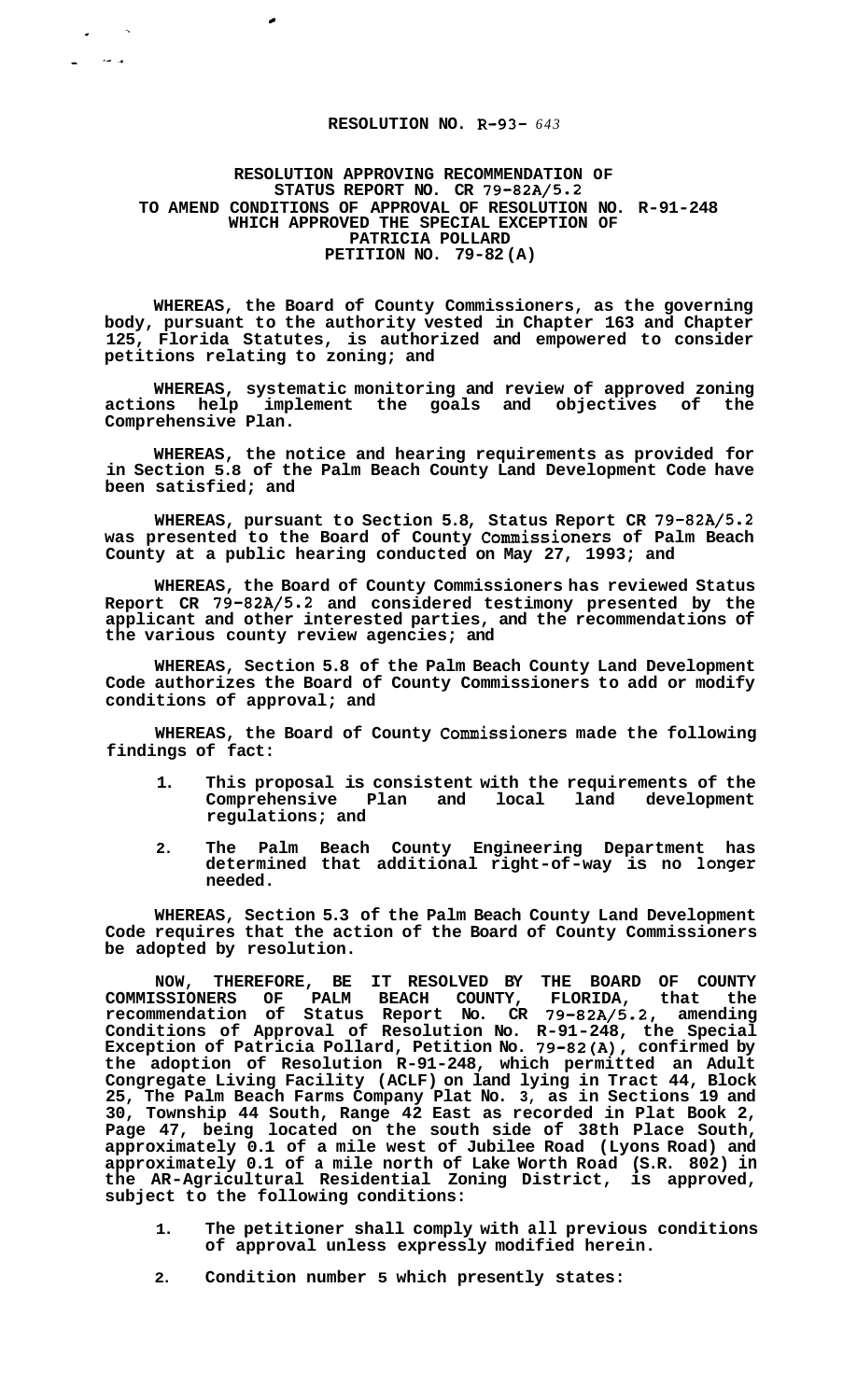# RESOLUTION NO. R-93- 643

## RESOLUTION APPROVING RECOMMENDATION OF STATUS REPORT NO. CR 79-82A/5.2 TO AMEND CONDITIONS OF APPROVAL OF RESOLUTION NO. R-91-248 WHICH APPROVED THE SPECIAL EXCEPTION OF PATRICIA POLLARD PETITION NO. 79-82(A)

**WHEREAS, the Board of County Commissioners, as the governing body, pursuant to the authority vested in Chapter 163 and Chapter 125, Florida Statutes, is authorized and empowered to consider petitions relating to zoning; and**

**WHEREAS, systematic monitoring and review of approved zoning actions help implement the goals and objectives of the Comprehensive Plan.**

**WHEREAS, the notice and hearing requirements as provided for in Section 5.8 of the Palm Beach County Land Development Code have been satisfied; and**

**WHEREAS, pursuant to Section 5.8, Status Report CR 79-82A/5.2 was presented to the Board of County Commissioners of Palm Beach County at a public hearing conducted on May 27, 1993; and**

**WHEREAS, the Board of County Commissioners has reviewed Status Report CR 79-82A/5.2 and considered testimony presented by the applicant and other interested parties, and the recommendations of the various county review agencies; and**

**WHEREAS, Section 5.8 of the Palm Beach County Land Development Code authorizes the Board of County Commissioners to add or modify conditions of approval; and**

**WHEREAS, the Board of County Commissioners made the following findings of fact:**

1. **This proposal is consistent with the requirements of the Comprehensive Plan and local land development regulations; and**
2. **The Palm Beach County Engineering Department has determined that additional right-of-way is no longer needed.**

**WHEREAS, Section 5.3 of the Palm Beach County Land Development Code requires that the action of the Board of County Commissioners be adopted by resolution.**

**NOW, THEREFORE, BE IT RESOLVED BY THE BOARD OF COUNTY COMMISSIONERS OF PALM BEACH COUNTY, FLORIDA, that the recommendation of Status Report No. CR 79-82A/5.2, amending Conditions of Approval of Resolution No. R-91-248, the Special Exception of Patricia Pollard, Petition No. 79-82(A), confirmed by the adoption of Resolution R-91-248, which permitted an Adult Congregate Living Facility (ACLF) on land lying in Tract 44, Block 25, The Palm Beach Farms Company Plat No. 3, as in Sections 19 and 30, Township 44 South, Range 42 East as recorded in Plat Book 2, Page 47, being located on the south side of 38th Place South, approximately 0.1 of a mile west of Jubilee Road (Lyons Road) and approximately 0.1 of a mile north of Lake Worth Road (S.R. 802) in the AR-Agricultural Residential Zoning District, is approved, subject to the following conditions:**

1. **The petitioner shall comply with all previous conditions of approval unless expressly modified herein.**
2. **Condition number 5 which presently states:**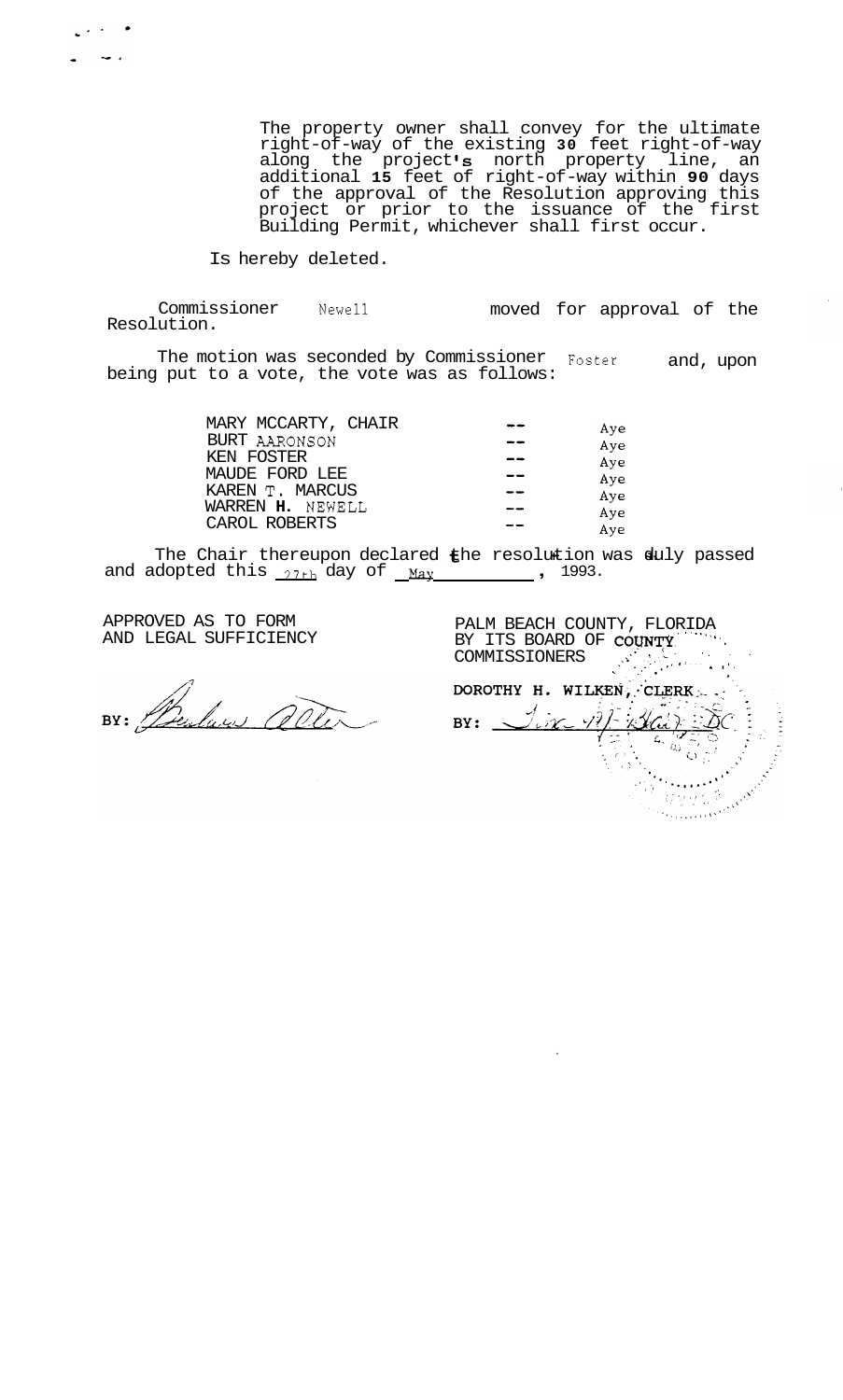The property owner shall convey for the ultimate right-of-way of the existing 30 feet right-of-way along the project's north property line, an additional 15 feet of right-of-way within 90 days of the approval of the Resolution approving this project or prior to the issuance of the first Building Permit, whichever shall first occur.

Is hereby deleted.

Commissioner Newell moved for approval of the Resolution.

The motion was seconded by Commissioner Foster and, upon being put to a vote, the vote was as follows:

| | | |
|---|---|---|
| MARY MCCARTY, CHAIR | -- | Aye |
| BURT AARONSON | -- | Aye |
| KEN FOSTER | -- | Aye |
| MAUDE FORD LEE | -- | Aye |
| KAREN T. MARCUS | -- | Aye |
| WARREN H. NEWELL | -- | Aye |
| CAROL ROBERTS | -- | Aye |

The Chair thereupon declared the resolution was duly passed and adopted this 27th day of May, 1993.

APPROVED AS TO FORM AND LEGAL SUFFICIENCY

BY: [signature]

PALM BEACH COUNTY, FLORIDA BY ITS BOARD OF COUNTY COMMISSIONERS

DOROTHY H. WILKEN, CLERK

BY: [signature]